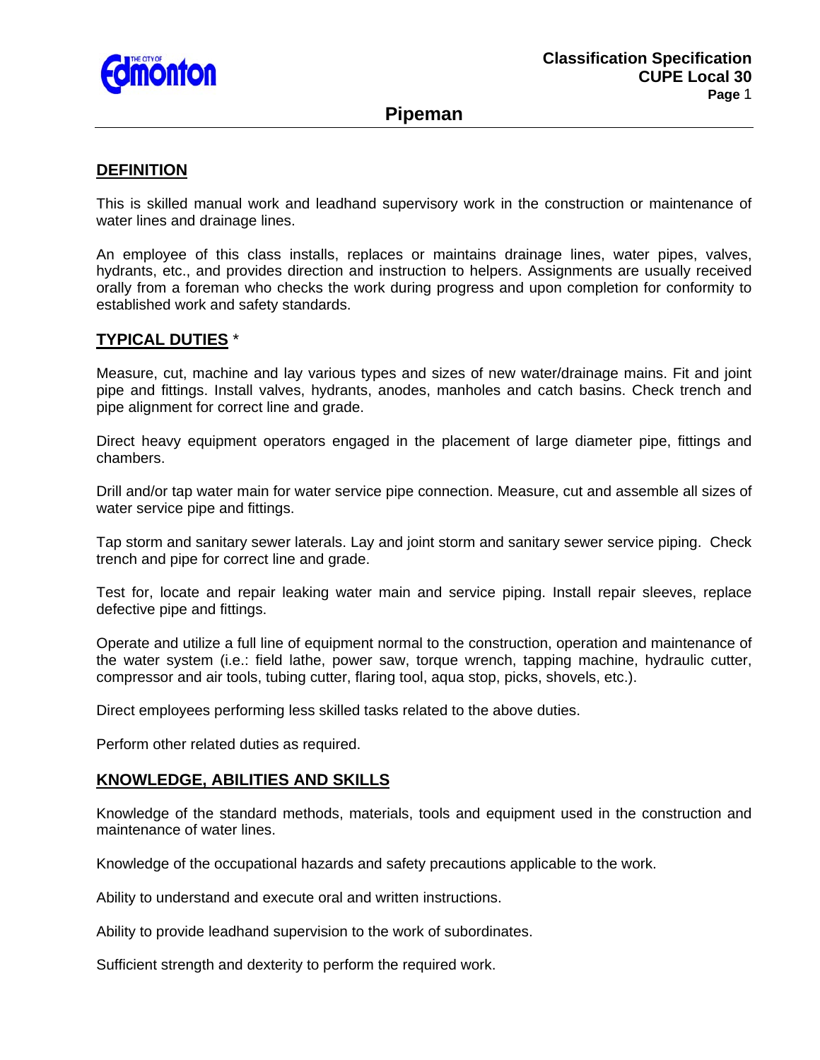# Pipeman

## DEFINITION

This is skilled manual work and leadhand supervisory work in the construction or maintenance of water lines and drainage lines.

An employee of this class installs, replaces or maintains drainage lines, water pipes, valves, hydrants, etc., and provides direction and instruction to helpers. Assignments are usually received orally from a foreman who checks the work during progress and upon completion for conformity to established work and safety standards.

## TYPICAL DUTIES *

Measure, cut, machine and lay various types and sizes of new water/drainage mains. Fit and joint pipe and fittings. Install valves, hydrants, anodes, manholes and catch basins. Check trench and pipe alignment for correct line and grade.

Direct heavy equipment operators engaged in the placement of large diameter pipe, fittings and chambers.

Drill and/or tap water main for water service pipe connection. Measure, cut and assemble all sizes of water service pipe and fittings.

Tap storm and sanitary sewer laterals. Lay and joint storm and sanitary sewer service piping. Check trench and pipe for correct line and grade.

Test for, locate and repair leaking water main and service piping. Install repair sleeves, replace defective pipe and fittings.

Operate and utilize a full line of equipment normal to the construction, operation and maintenance of the water system (i.e.: field lathe, power saw, torque wrench, tapping machine, hydraulic cutter, compressor and air tools, tubing cutter, flaring tool, aqua stop, picks, shovels, etc.).

Direct employees performing less skilled tasks related to the above duties.

Perform other related duties as required.

## KNOWLEDGE, ABILITIES AND SKILLS

Knowledge of the standard methods, materials, tools and equipment used in the construction and maintenance of water lines.

Knowledge of the occupational hazards and safety precautions applicable to the work.

Ability to understand and execute oral and written instructions.

Ability to provide leadhand supervision to the work of subordinates.

Sufficient strength and dexterity to perform the required work.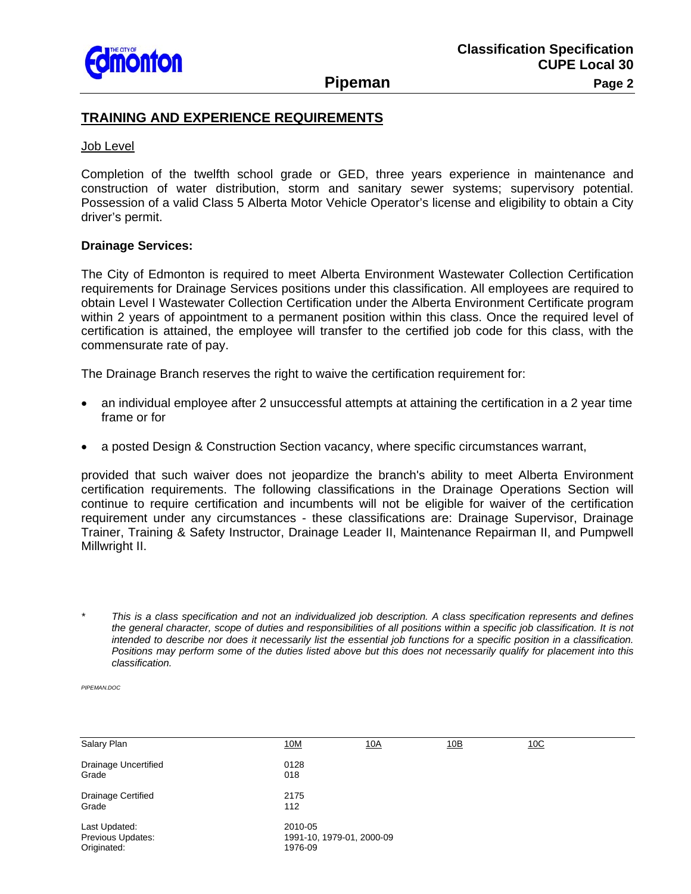## TRAINING AND EXPERIENCE REQUIREMENTS

Job Level

Completion of the twelfth school grade or GED, three years experience in maintenance and construction of water distribution, storm and sanitary sewer systems; supervisory potential. Possession of a valid Class 5 Alberta Motor Vehicle Operator's license and eligibility to obtain a City driver's permit.

**Drainage Services:**

The City of Edmonton is required to meet Alberta Environment Wastewater Collection Certification requirements for Drainage Services positions under this classification. All employees are required to obtain Level I Wastewater Collection Certification under the Alberta Environment Certificate program within 2 years of appointment to a permanent position within this class. Once the required level of certification is attained, the employee will transfer to the certified job code for this class, with the commensurate rate of pay.

The Drainage Branch reserves the right to waive the certification requirement for:

- an individual employee after 2 unsuccessful attempts at attaining the certification in a 2 year time frame or for
- a posted Design & Construction Section vacancy, where specific circumstances warrant,

provided that such waiver does not jeopardize the branch's ability to meet Alberta Environment certification requirements. The following classifications in the Drainage Operations Section will continue to require certification and incumbents will not be eligible for waiver of the certification requirement under any circumstances - these classifications are: Drainage Supervisor, Drainage Trainer, Training & Safety Instructor, Drainage Leader II, Maintenance Repairman II, and Pumpwell Millwright II.

\* *This is a class specification and not an individualized job description. A class specification represents and defines the general character, scope of duties and responsibilities of all positions within a specific job classification. It is not intended to describe nor does it necessarily list the essential job functions for a specific position in a classification. Positions may perform some of the duties listed above but this does not necessarily qualify for placement into this classification.*

*PIPEMAN.DOC*

| Salary Plan | 10M | 10A | 10B | 10C |
|---|---|---|---|---|
| Drainage Uncertified | 0128 | | | |
| Grade | 018 | | | |
| Drainage Certified | 2175 | | | |
| Grade | 112 | | | |
| Last Updated: | 2010-05 | | | |
| Previous Updates: | 1991-10, 1979-01, 2000-09 | | | |
| Originated: | 1976-09 | | | |